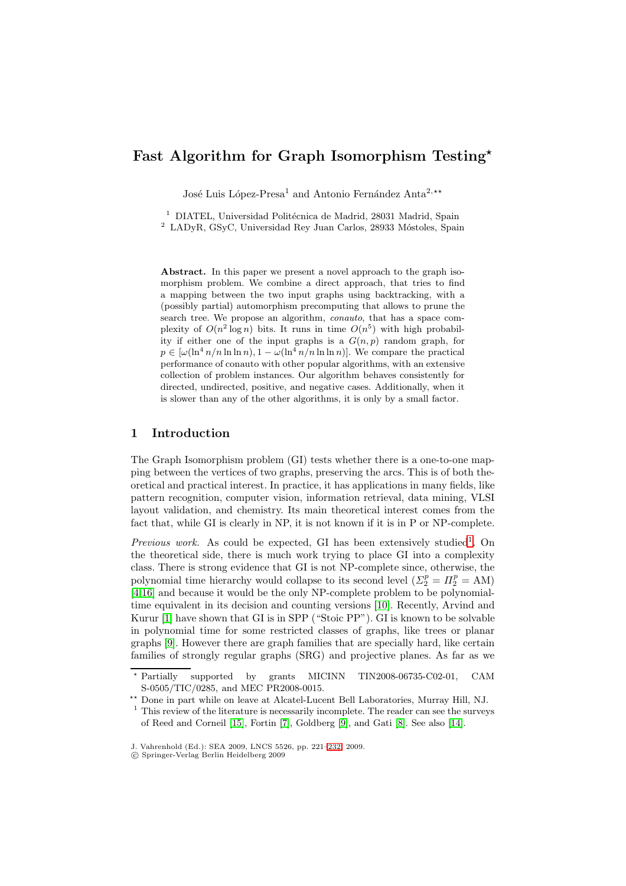# Fast Algorithm for Graph Isomorphism Testing*

José Luis López-Presa[1] and Antonio Fernández Anta[2,**]

[1] DIATEL, Universidad Politécnica de Madrid, 28031 Madrid, Spain
[2] LADyR, GSyC, Universidad Rey Juan Carlos, 28933 Móstoles, Spain

**Abstract.** In this paper we present a novel approach to the graph isomorphism problem. We combine a direct approach, that tries to find a mapping between the two input graphs using backtracking, with a (possibly partial) automorphism precomputing that allows to prune the search tree. We propose an algorithm, *conauto*, that has a space complexity of $O(n^2 \log n)$ bits. It runs in time $O(n^5)$ with high probability if either one of the input graphs is a $G(n,p)$ random graph, for $p \in [\omega(\ln^4 n/n \ln \ln n), 1 - \omega(\ln^4 n/n \ln \ln n)]$. We compare the practical performance of conauto with other popular algorithms, with an extensive collection of problem instances. Our algorithm behaves consistently for directed, undirected, positive, and negative cases. Additionally, when it is slower than any of the other algorithms, it is only by a small factor.

## 1 Introduction

The Graph Isomorphism problem (GI) tests whether there is a one-to-one mapping between the vertices of two graphs, preserving the arcs. This is of both theoretical and practical interest. In practice, it has applications in many fields, like pattern recognition, computer vision, information retrieval, data mining, VLSI layout validation, and chemistry. Its main theoretical interest comes from the fact that, while GI is clearly in NP, it is not known if it is in P or NP-complete.

*Previous work.* As could be expected, GI has been extensively studied[1]. On the theoretical side, there is much work trying to place GI into a complexity class. There is strong evidence that GI is not NP-complete since, otherwise, the polynomial time hierarchy would collapse to its second level ($\Sigma_2^p = \Pi_2^p = \text{AM}$) [4,16] and because it would be the only NP-complete problem to be polynomial-time equivalent in its decision and counting versions [10]. Recently, Arvind and Kurur [1] have shown that GI is in SPP ("Stoic PP"). GI is known to be solvable in polynomial time for some restricted classes of graphs, like trees or planar graphs [9]. However there are graph families that are specially hard, like certain families of strongly regular graphs (SRG) and projective planes. As far as we

---

* Partially supported by grants MICINN TIN2008-06735-C02-01, CAM S-0505/TIC/0285, and MEC PR2008-0015.

** Done in part while on leave at Alcatel-Lucent Bell Laboratories, Murray Hill, NJ.

[1] This review of the literature is necessarily incomplete. The reader can see the surveys of Reed and Corneil [15], Fortin [7], Goldberg [9], and Gati [8]. See also [14].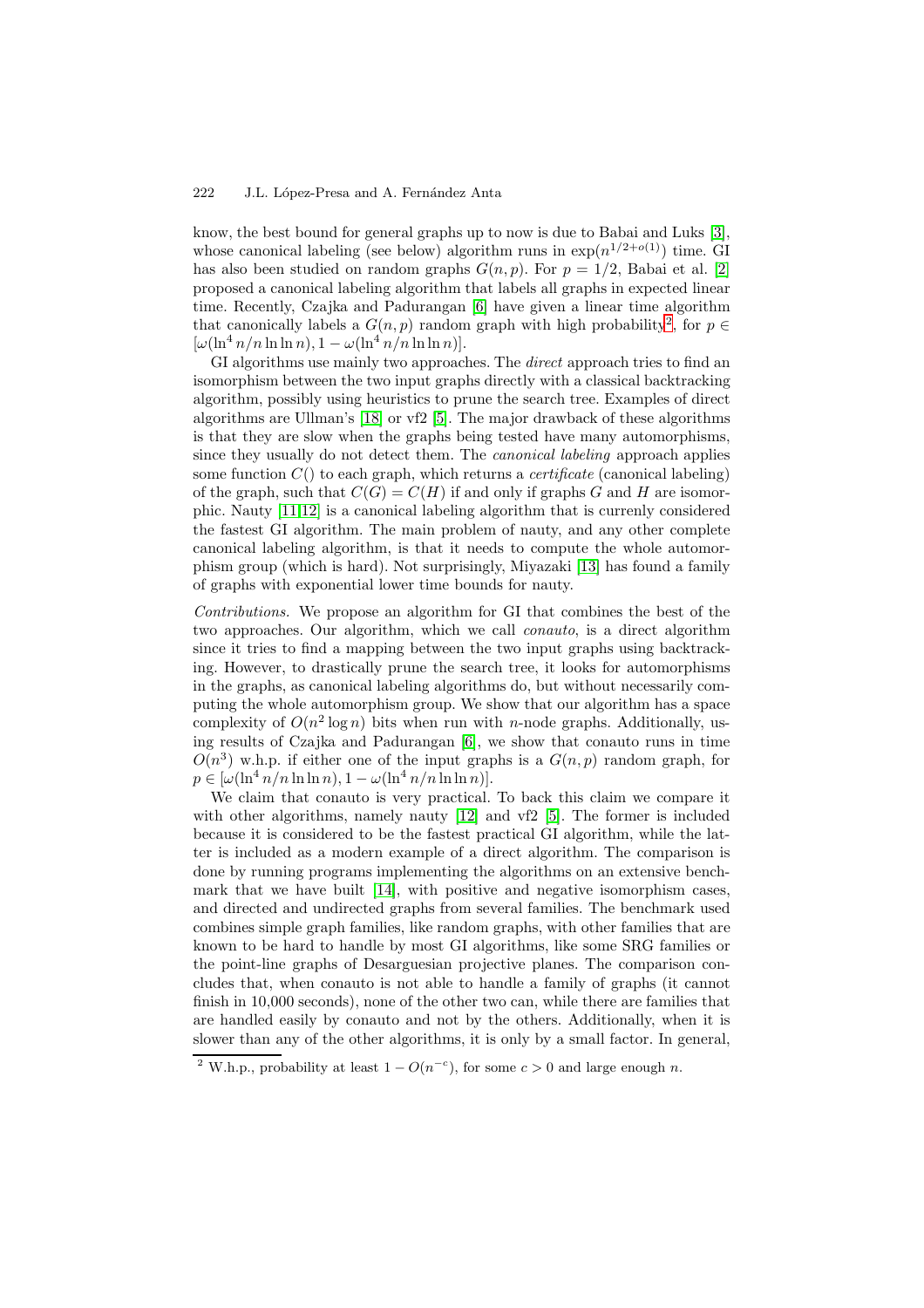know, the best bound for general graphs up to now is due to Babai and Luks [3], whose canonical labeling (see below) algorithm runs in $\exp(n^{1/2+o(1)})$ time. GI has also been studied on random graphs $G(n,p)$. For $p = 1/2$, Babai et al. [2] proposed a canonical labeling algorithm that labels all graphs in expected linear time. Recently, Czajka and Padurangan [6] have given a linear time algorithm that canonically labels a $G(n,p)$ random graph with high probability[2], for $p \in [\omega(\ln^4 n/n \ln\ln n), 1 - \omega(\ln^4 n/n \ln\ln n)]$.

GI algorithms use mainly two approaches. The *direct* approach tries to find an isomorphism between the two input graphs directly with a classical backtracking algorithm, possibly using heuristics to prune the search tree. Examples of direct algorithms are Ullman's [18] or vf2 [5]. The major drawback of these algorithms is that they are slow when the graphs being tested have many automorphisms, since they usually do not detect them. The *canonical labeling* approach applies some function $C()$ to each graph, which returns a *certificate* (canonical labeling) of the graph, such that $C(G) = C(H)$ if and only if graphs $G$ and $H$ are isomorphic. Nauty [11,12] is a canonical labeling algorithm that is currently considered the fastest GI algorithm. The main problem of nauty, and any other complete canonical labeling algorithm, is that it needs to compute the whole automorphism group (which is hard). Not surprisingly, Miyazaki [13] has found a family of graphs with exponential lower time bounds for nauty.

*Contributions.* We propose an algorithm for GI that combines the best of the two approaches. Our algorithm, which we call *conauto*, is a direct algorithm since it tries to find a mapping between the two input graphs using backtracking. However, to drastically prune the search tree, it looks for automorphisms in the graphs, as canonical labeling algorithms do, but without necessarily computing the whole automorphism group. We show that our algorithm has a space complexity of $O(n^2 \log n)$ bits when run with $n$-node graphs. Additionally, using results of Czajka and Padurangan [6], we show that conauto runs in time $O(n^3)$ w.h.p. if either one of the input graphs is a $G(n,p)$ random graph, for $p \in [\omega(\ln^4 n/n \ln\ln n), 1 - \omega(\ln^4 n/n \ln\ln n)]$.

We claim that conauto is very practical. To back this claim we compare it with other algorithms, namely nauty [12] and vf2 [5]. The former is included because it is considered to be the fastest practical GI algorithm, while the latter is included as a modern example of a direct algorithm. The comparison is done by running programs implementing the algorithms on an extensive benchmark that we have built [14], with positive and negative isomorphism cases, and directed and undirected graphs from several families. The benchmark used combines simple graph families, like random graphs, with other families that are known to be hard to handle by most GI algorithms, like some SRG families or the point-line graphs of Desarguesian projective planes. The comparison concludes that, when conauto is not able to handle a family of graphs (it cannot finish in 10,000 seconds), none of the other two can, while there are families that are handled easily by conauto and not by the others. Additionally, when it is slower than any of the other algorithms, it is only by a small factor. In general,

[2] W.h.p., probability at least $1 - O(n^{-c})$, for some $c > 0$ and large enough $n$.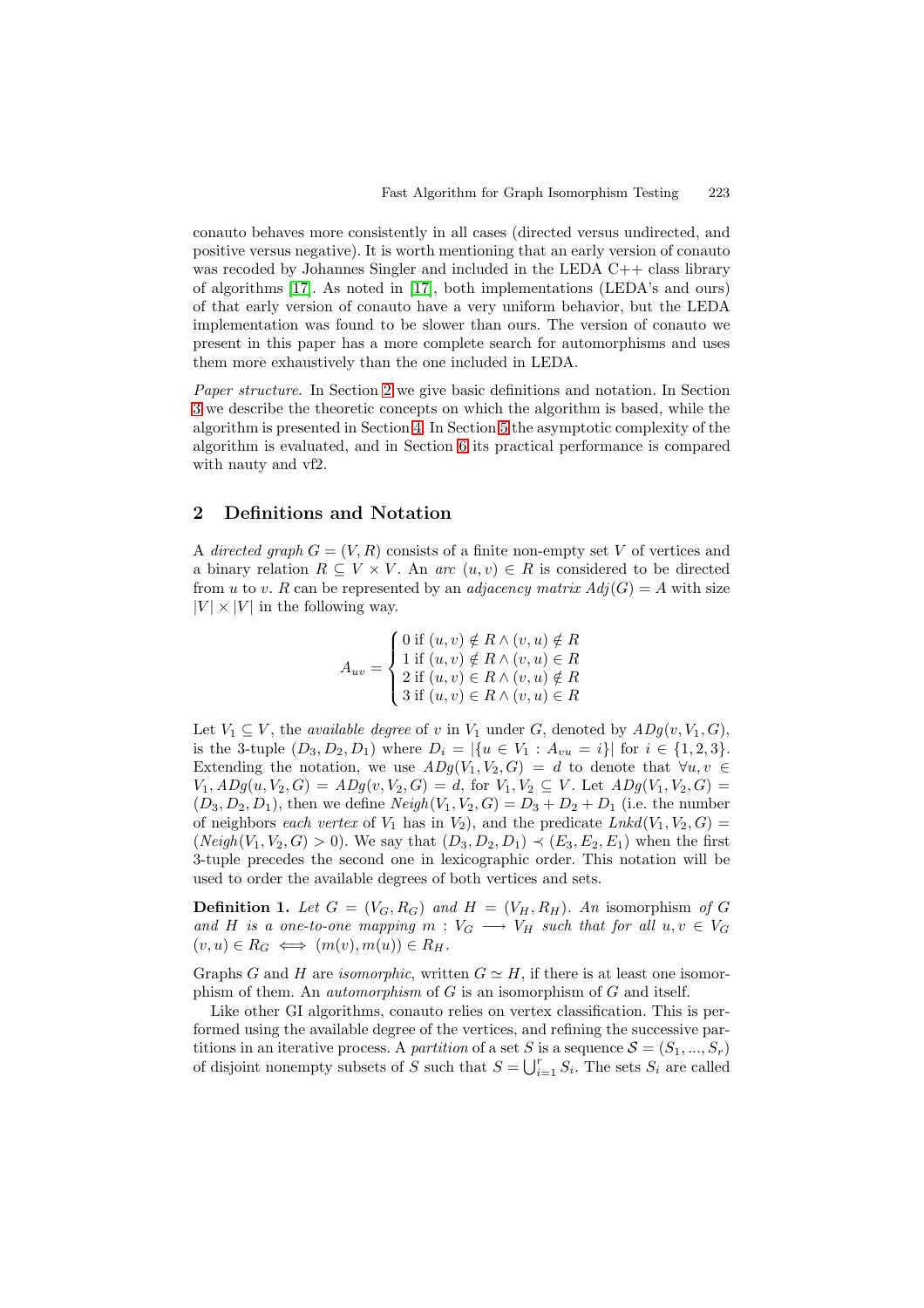conauto behaves more consistently in all cases (directed versus undirected, and positive versus negative). It is worth mentioning that an early version of conauto was recoded by Johannes Singler and included in the LEDA C++ class library of algorithms [17]. As noted in [17], both implementations (LEDA's and ours) of that early version of conauto have a very uniform behavior, but the LEDA implementation was found to be slower than ours. The version of conauto we present in this paper has a more complete search for automorphisms and uses them more exhaustively than the one included in LEDA.

*Paper structure.* In Section 2 we give basic definitions and notation. In Section 3 we describe the theoretic concepts on which the algorithm is based, while the algorithm is presented in Section 4. In Section 5 the asymptotic complexity of the algorithm is evaluated, and in Section 6 its practical performance is compared with nauty and vf2.

## 2 Definitions and Notation

A *directed graph* $G = (V, R)$ consists of a finite non-empty set $V$ of vertices and a binary relation $R \subseteq V \times V$. An *arc* $(u, v) \in R$ is considered to be directed from $u$ to $v$. $R$ can be represented by an *adjacency matrix* $Adj(G) = A$ with size $|V| \times |V|$ in the following way.

$$A_{uv} = \begin{cases} 0 \text{ if } (u,v) \notin R \wedge (v,u) \notin R \\ 1 \text{ if } (u,v) \notin R \wedge (v,u) \in R \\ 2 \text{ if } (u,v) \in R \wedge (v,u) \notin R \\ 3 \text{ if } (u,v) \in R \wedge (v,u) \in R \end{cases}$$

Let $V_1 \subseteq V$, the *available degree* of $v$ in $V_1$ under $G$, denoted by $ADg(v, V_1, G)$, is the 3-tuple $(D_3, D_2, D_1)$ where $D_i = |\{u \in V_1 : A_{vu} = i\}|$ for $i \in \{1, 2, 3\}$. Extending the notation, we use $ADg(V_1, V_2, G) = d$ to denote that $\forall u, v \in V_1, ADg(u, V_2, G) = ADg(v, V_2, G) = d$, for $V_1, V_2 \subseteq V$. Let $ADg(V_1, V_2, G) = (D_3, D_2, D_1)$, then we define $Neigh(V_1, V_2, G) = D_3 + D_2 + D_1$ (i.e. the number of neighbors *each vertex* of $V_1$ has in $V_2$), and the predicate $Lnkd(V_1, V_2, G) = (Neigh(V_1, V_2, G) > 0)$. We say that $(D_3, D_2, D_1) \prec (E_3, E_2, E_1)$ when the first 3-tuple precedes the second one in lexicographic order. This notation will be used to order the available degrees of both vertices and sets.

**Definition 1.** *Let $G = (V_G, R_G)$ and $H = (V_H, R_H)$. An* isomorphism *of $G$ and $H$ is a one-to-one mapping $m : V_G \longrightarrow V_H$ such that for all $u, v \in V_G$ $(v, u) \in R_G \iff (m(v), m(u)) \in R_H$.*

Graphs $G$ and $H$ are *isomorphic*, written $G \simeq H$, if there is at least one isomorphism of them. An *automorphism* of $G$ is an isomorphism of $G$ and itself.

Like other GI algorithms, conauto relies on vertex classification. This is performed using the available degree of the vertices, and refining the successive partitions in an iterative process. A *partition* of a set $S$ is a sequence $\mathcal{S} = (S_1, ..., S_r)$ of disjoint nonempty subsets of $S$ such that $S = \bigcup_{i=1}^{r} S_i$. The sets $S_i$ are called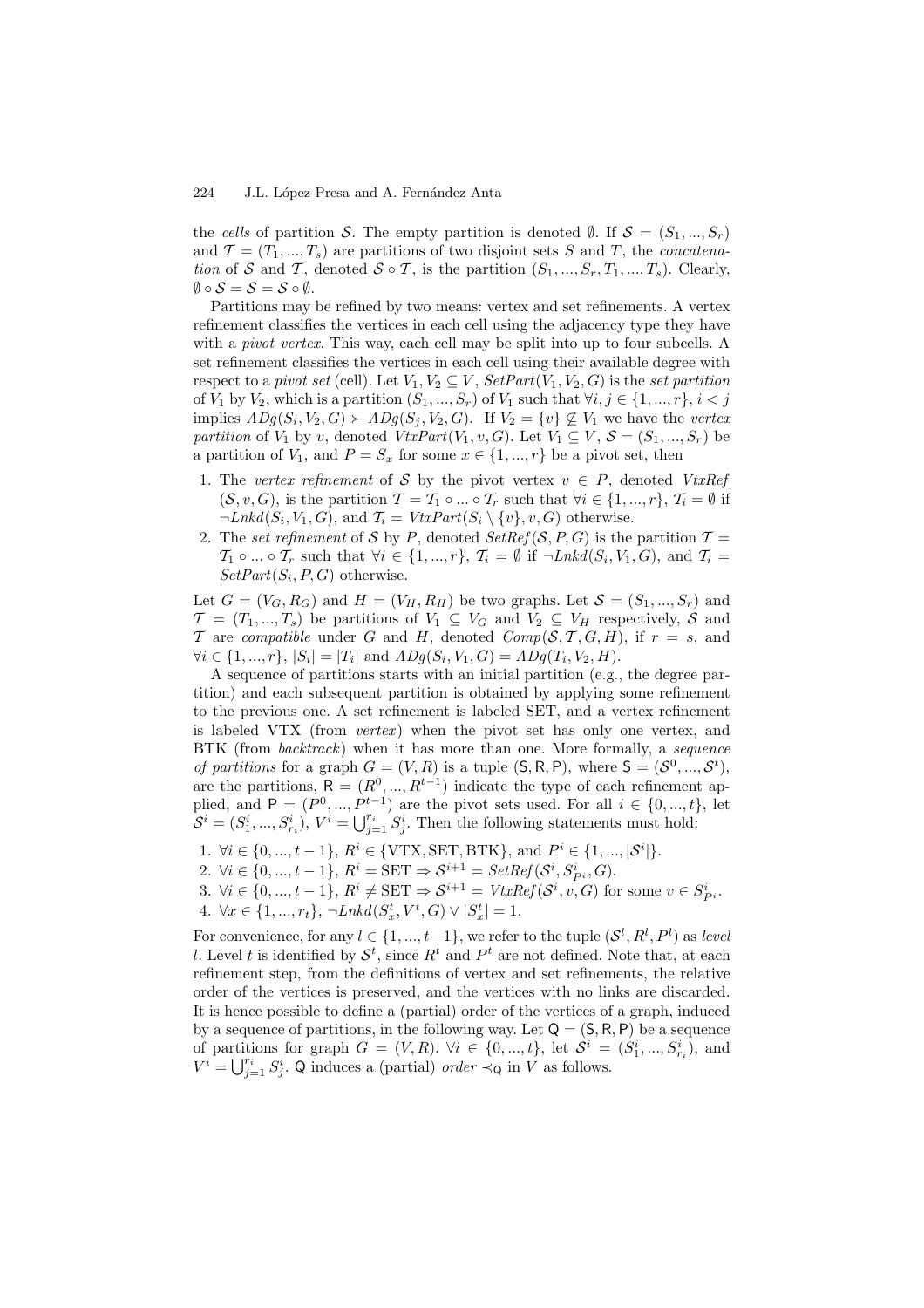the *cells* of partition $\mathcal{S}$. The empty partition is denoted $\emptyset$. If $\mathcal{S} = (S_1, ..., S_r)$ and $\mathcal{T} = (T_1, ..., T_s)$ are partitions of two disjoint sets $S$ and $T$, the *concatenation* of $\mathcal{S}$ and $\mathcal{T}$, denoted $\mathcal{S} \circ \mathcal{T}$, is the partition $(S_1, ..., S_r, T_1, ..., T_s)$. Clearly, $\emptyset \circ \mathcal{S} = \mathcal{S} = \mathcal{S} \circ \emptyset$.

Partitions may be refined by two means: vertex and set refinements. A vertex refinement classifies the vertices in each cell using the adjacency type they have with a *pivot vertex*. This way, each cell may be split into up to four subcells. A set refinement classifies the vertices in each cell using their available degree with respect to a *pivot set* (cell). Let $V_1, V_2 \subseteq V$, $SetPart(V_1, V_2, G)$ is the *set partition* of $V_1$ by $V_2$, which is a partition $(S_1, ..., S_r)$ of $V_1$ such that $\forall i, j \in \{1, ..., r\}$, $i < j$ implies $ADg(S_i, V_2, G) \succ ADg(S_j, V_2, G)$. If $V_2 = \{v\} \not\subseteq V_1$ we have the *vertex partition* of $V_1$ by $v$, denoted $VtxPart(V_1, v, G)$. Let $V_1 \subseteq V$, $\mathcal{S} = (S_1, ..., S_r)$ be a partition of $V_1$, and $P = S_x$ for some $x \in \{1, ..., r\}$ be a pivot set, then

1. The *vertex refinement* of $\mathcal{S}$ by the pivot vertex $v \in P$, denoted $VtxRef(\mathcal{S}, v, G)$, is the partition $\mathcal{T} = \mathcal{T}_1 \circ ... \circ \mathcal{T}_r$ such that $\forall i \in \{1, ..., r\}$, $\mathcal{T}_i = \emptyset$ if $\neg Lnkd(S_i, V_1, G)$, and $\mathcal{T}_i = VtxPart(S_i \setminus \{v\}, v, G)$ otherwise.
2. The *set refinement* of $\mathcal{S}$ by $P$, denoted $SetRef(\mathcal{S}, P, G)$ is the partition $\mathcal{T} = \mathcal{T}_1 \circ ... \circ \mathcal{T}_r$ such that $\forall i \in \{1, ..., r\}$, $\mathcal{T}_i = \emptyset$ if $\neg Lnkd(S_i, V_1, G)$, and $\mathcal{T}_i = SetPart(S_i, P, G)$ otherwise.

Let $G = (V_G, R_G)$ and $H = (V_H, R_H)$ be two graphs. Let $\mathcal{S} = (S_1, ..., S_r)$ and $\mathcal{T} = (T_1, ..., T_s)$ be partitions of $V_1 \subseteq V_G$ and $V_2 \subseteq V_H$ respectively, $\mathcal{S}$ and $\mathcal{T}$ are *compatible* under $G$ and $H$, denoted $Comp(\mathcal{S}, \mathcal{T}, G, H)$, if $r = s$, and $\forall i \in \{1, ..., r\}$, $|S_i| = |T_i|$ and $ADg(S_i, V_1, G) = ADg(T_i, V_2, H)$.

A sequence of partitions starts with an initial partition (e.g., the degree partition) and each subsequent partition is obtained by applying some refinement to the previous one. A set refinement is labeled SET, and a vertex refinement is labeled VTX (from *vertex*) when the pivot set has only one vertex, and BTK (from *backtrack*) when it has more than one. More formally, a *sequence of partitions* for a graph $G = (V, R)$ is a tuple $(\mathsf{S}, \mathsf{R}, \mathsf{P})$, where $\mathsf{S} = (\mathcal{S}^0, ..., \mathcal{S}^t)$, are the partitions, $\mathsf{R} = (R^0, ..., R^{t-1})$ indicate the type of each refinement applied, and $\mathsf{P} = (P^0, ..., P^{t-1})$ are the pivot sets used. For all $i \in \{0, ..., t\}$, let $\mathcal{S}^i = (S^i_1, ..., S^i_{r_i})$, $V^i = \bigcup_{j=1}^{r_i} S^i_j$. Then the following statements must hold:

1. $\forall i \in \{0, ..., t-1\}$, $R^i \in \{\text{VTX}, \text{SET}, \text{BTK}\}$, and $P^i \in \{1, ..., |\mathcal{S}^i|\}$.
2. $\forall i \in \{0, ..., t-1\}$, $R^i = \text{SET} \Rightarrow \mathcal{S}^{i+1} = SetRef(\mathcal{S}^i, S^i_{P^i}, G)$.
3. $\forall i \in \{0, ..., t-1\}$, $R^i \neq \text{SET} \Rightarrow \mathcal{S}^{i+1} = VtxRef(\mathcal{S}^i, v, G)$ for some $v \in S^i_{P^i}$.
4. $\forall x \in \{1, ..., r_t\}$, $\neg Lnkd(S^t_x, V^t, G) \vee |S^t_x| = 1$.

For convenience, for any $l \in \{1, ..., t-1\}$, we refer to the tuple $(\mathcal{S}^l, R^l, P^l)$ as *level* $l$. Level $t$ is identified by $\mathcal{S}^t$, since $R^t$ and $P^t$ are not defined. Note that, at each refinement step, from the definitions of vertex and set refinements, the relative order of the vertices is preserved, and the vertices with no links are discarded. It is hence possible to define a (partial) order of the vertices of a graph, induced by a sequence of partitions, in the following way. Let $\mathsf{Q} = (\mathsf{S}, \mathsf{R}, \mathsf{P})$ be a sequence of partitions for graph $G = (V, R)$. $\forall i \in \{0, ..., t\}$, let $\mathcal{S}^i = (S^i_1, ..., S^i_{r_i})$, and $V^i = \bigcup_{j=1}^{r_i} S^i_j$. $\mathsf{Q}$ induces a (partial) *order* $\prec_{\mathsf{Q}}$ in $V$ as follows.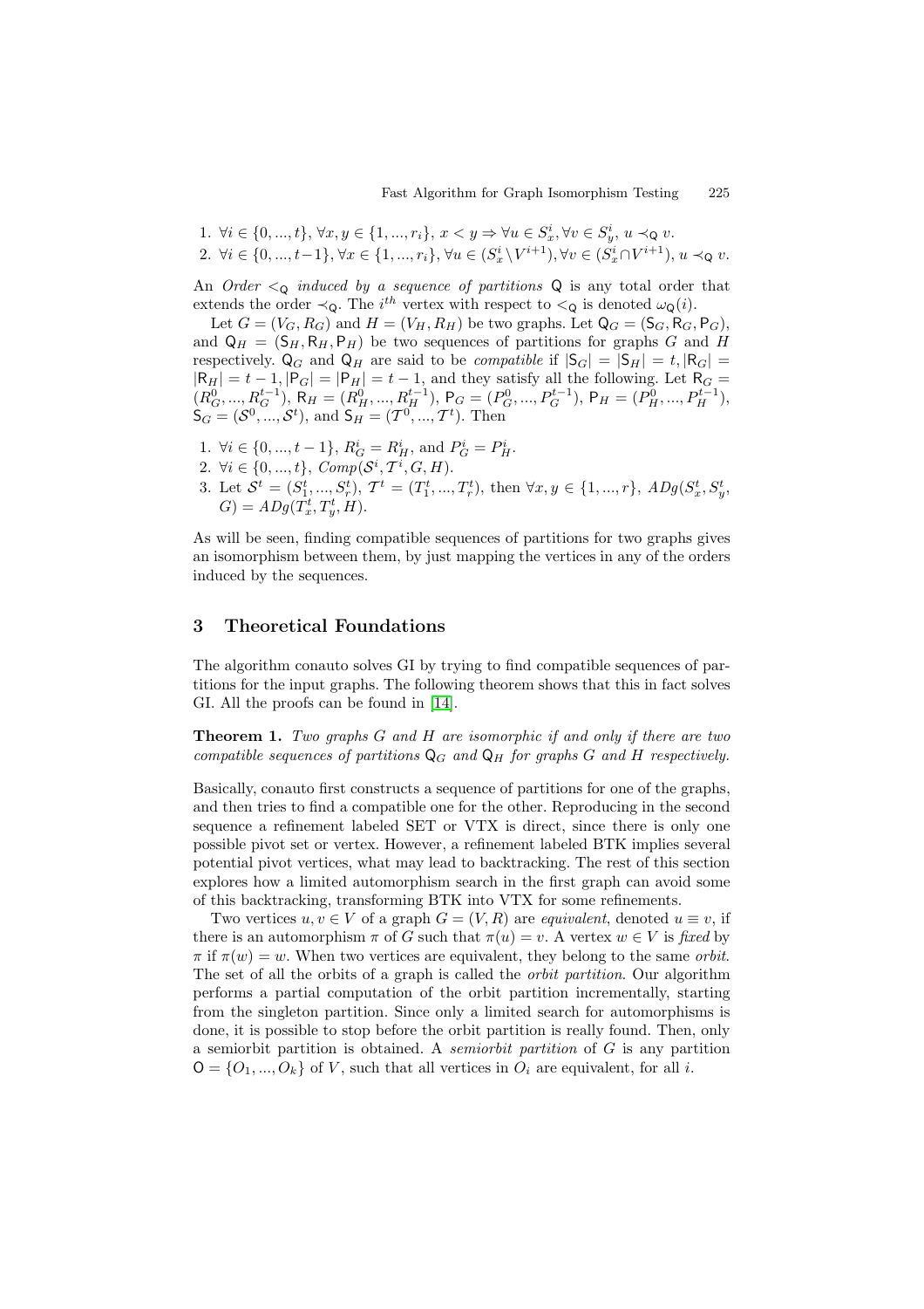1. $\forall i \in \{0, ..., t\}$, $\forall x, y \in \{1, ..., r_i\}$, $x < y \Rightarrow \forall u \in S_x^i, \forall v \in S_y^i$, $u \prec_{\mathsf{Q}} v$.
2. $\forall i \in \{0, ..., t-1\}$, $\forall x \in \{1, ..., r_i\}$, $\forall u \in (S_x^i \setminus V^{i+1}), \forall v \in (S_x^i \cap V^{i+1})$, $u \prec_{\mathsf{Q}} v$.

An *Order* $<_{\mathsf{Q}}$ *induced by a sequence of partitions* $\mathsf{Q}$ is any total order that extends the order $\prec_{\mathsf{Q}}$. The $i^{th}$ vertex with respect to $<_{\mathsf{Q}}$ is denoted $\omega_{\mathsf{Q}}(i)$.

Let $G = (V_G, R_G)$ and $H = (V_H, R_H)$ be two graphs. Let $\mathsf{Q}_G = (\mathsf{S}_G, \mathsf{R}_G, \mathsf{P}_G)$, and $\mathsf{Q}_H = (\mathsf{S}_H, \mathsf{R}_H, \mathsf{P}_H)$ be two sequences of partitions for graphs $G$ and $H$ respectively. $\mathsf{Q}_G$ and $\mathsf{Q}_H$ are said to be *compatible* if $|\mathsf{S}_G| = |\mathsf{S}_H| = t, |\mathsf{R}_G| = |\mathsf{R}_H| = t-1, |\mathsf{P}_G| = |\mathsf{P}_H| = t-1$, and they satisfy all the following. Let $\mathsf{R}_G = (R_G^0, ..., R_G^{t-1})$, $\mathsf{R}_H = (R_H^0, ..., R_H^{t-1})$, $\mathsf{P}_G = (P_G^0, ..., P_G^{t-1})$, $\mathsf{P}_H = (P_H^0, ..., P_H^{t-1})$, $\mathsf{S}_G = (\mathcal{S}^0, ..., \mathcal{S}^t)$, and $\mathsf{S}_H = (\mathcal{T}^0, ..., \mathcal{T}^t)$. Then

1. $\forall i \in \{0, ..., t-1\}$, $R_G^i = R_H^i$, and $P_G^i = P_H^i$.
2. $\forall i \in \{0, ..., t\}$, $Comp(\mathcal{S}^i, \mathcal{T}^i, G, H)$.
3. Let $\mathcal{S}^t = (S_1^t, ..., S_r^t)$, $\mathcal{T}^t = (T_1^t, ..., T_r^t)$, then $\forall x, y \in \{1, ..., r\}$, $ADg(S_x^t, S_y^t, G) = ADg(T_x^t, T_y^t, H)$.

As will be seen, finding compatible sequences of partitions for two graphs gives an isomorphism between them, by just mapping the vertices in any of the orders induced by the sequences.

## 3 Theoretical Foundations

The algorithm conauto solves GI by trying to find compatible sequences of partitions for the input graphs. The following theorem shows that this in fact solves GI. All the proofs can be found in [14].

**Theorem 1.** *Two graphs $G$ and $H$ are isomorphic if and only if there are two compatible sequences of partitions $\mathsf{Q}_G$ and $\mathsf{Q}_H$ for graphs $G$ and $H$ respectively.*

Basically, conauto first constructs a sequence of partitions for one of the graphs, and then tries to find a compatible one for the other. Reproducing in the second sequence a refinement labeled SET or VTX is direct, since there is only one possible pivot set or vertex. However, a refinement labeled BTK implies several potential pivot vertices, what may lead to backtracking. The rest of this section explores how a limited automorphism search in the first graph can avoid some of this backtracking, transforming BTK into VTX for some refinements.

Two vertices $u, v \in V$ of a graph $G = (V, R)$ are *equivalent*, denoted $u \equiv v$, if there is an automorphism $\pi$ of $G$ such that $\pi(u) = v$. A vertex $w \in V$ is *fixed* by $\pi$ if $\pi(w) = w$. When two vertices are equivalent, they belong to the same *orbit*. The set of all the orbits of a graph is called the *orbit partition*. Our algorithm performs a partial computation of the orbit partition incrementally, starting from the singleton partition. Since only a limited search for automorphisms is done, it is possible to stop before the orbit partition is really found. Then, only a semiorbit partition is obtained. A *semiorbit partition* of $G$ is any partition $\mathsf{O} = \{O_1, ..., O_k\}$ of $V$, such that all vertices in $O_i$ are equivalent, for all $i$.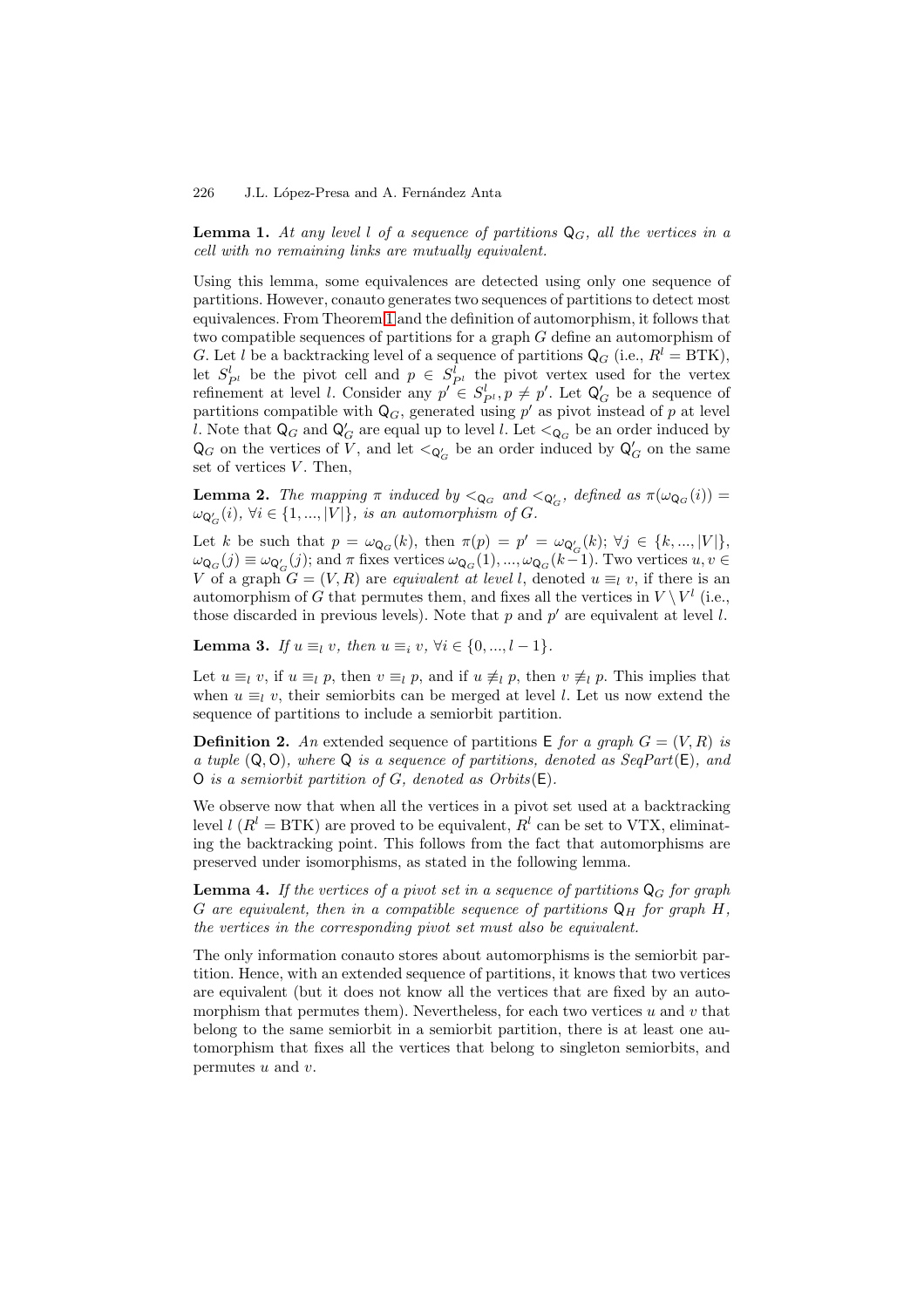**Lemma 1.** *At any level $l$ of a sequence of partitions $\mathsf{Q}_G$, all the vertices in a cell with no remaining links are mutually equivalent.*

Using this lemma, some equivalences are detected using only one sequence of partitions. However, conauto generates two sequences of partitions to detect most equivalences. From Theorem 1 and the definition of automorphism, it follows that two compatible sequences of partitions for a graph $G$ define an automorphism of $G$. Let $l$ be a backtracking level of a sequence of partitions $\mathsf{Q}_G$ (i.e., $R^l = \text{BTK}$), let $S^l_{P^l}$ be the pivot cell and $p \in S^l_{P^l}$ the pivot vertex used for the vertex refinement at level $l$. Consider any $p' \in S^l_{P^l}, p \neq p'$. Let $\mathsf{Q}'_G$ be a sequence of partitions compatible with $\mathsf{Q}_G$, generated using $p'$ as pivot instead of $p$ at level $l$. Note that $\mathsf{Q}_G$ and $\mathsf{Q}'_G$ are equal up to level $l$. Let $<_{\mathsf{Q}_G}$ be an order induced by $\mathsf{Q}_G$ on the vertices of $V$, and let $<_{\mathsf{Q}'_G}$ be an order induced by $\mathsf{Q}'_G$ on the same set of vertices $V$. Then,

**Lemma 2.** *The mapping $\pi$ induced by $<_{\mathsf{Q}_G}$ and $<_{\mathsf{Q}'_G}$, defined as $\pi(\omega_{\mathsf{Q}_G}(i)) = \omega_{\mathsf{Q}'_G}(i)$, $\forall i \in \{1, ..., |V|\}$, is an automorphism of $G$.*

Let $k$ be such that $p = \omega_{\mathsf{Q}_G}(k)$, then $\pi(p) = p' = \omega_{\mathsf{Q}'_G}(k)$; $\forall j \in \{k, ..., |V|\}$, $\omega_{\mathsf{Q}_G}(j) \equiv \omega_{\mathsf{Q}'_G}(j)$; and $\pi$ fixes vertices $\omega_{\mathsf{Q}_G}(1), ..., \omega_{\mathsf{Q}_G}(k-1)$. Two vertices $u, v \in V$ of a graph $G = (V, R)$ are *equivalent at level* $l$, denoted $u \equiv_l v$, if there is an automorphism of $G$ that permutes them, and fixes all the vertices in $V \setminus V^l$ (i.e., those discarded in previous levels). Note that $p$ and $p'$ are equivalent at level $l$.

**Lemma 3.** *If $u \equiv_l v$, then $u \equiv_i v$, $\forall i \in \{0, ..., l-1\}$.*

Let $u \equiv_l v$, if $u \equiv_l p$, then $v \equiv_l p$, and if $u \not\equiv_l p$, then $v \not\equiv_l p$. This implies that when $u \equiv_l v$, their semiorbits can be merged at level $l$. Let us now extend the sequence of partitions to include a semiorbit partition.

**Definition 2.** *An* extended sequence of partitions $\mathsf{E}$ *for a graph $G = (V, R)$ is a tuple $(\mathsf{Q}, \mathsf{O})$, where $\mathsf{Q}$ is a sequence of partitions, denoted as $SeqPart(\mathsf{E})$, and $\mathsf{O}$ is a semiorbit partition of $G$, denoted as $Orbits(\mathsf{E})$.*

We observe now that when all the vertices in a pivot set used at a backtracking level $l$ ($R^l = \text{BTK}$) are proved to be equivalent, $R^l$ can be set to VTX, eliminating the backtracking point. This follows from the fact that automorphisms are preserved under isomorphisms, as stated in the following lemma.

**Lemma 4.** *If the vertices of a pivot set in a sequence of partitions $\mathsf{Q}_G$ for graph $G$ are equivalent, then in a compatible sequence of partitions $\mathsf{Q}_H$ for graph $H$, the vertices in the corresponding pivot set must also be equivalent.*

The only information conauto stores about automorphisms is the semiorbit partition. Hence, with an extended sequence of partitions, it knows that two vertices are equivalent (but it does not know all the vertices that are fixed by an automorphism that permutes them). Nevertheless, for each two vertices $u$ and $v$ that belong to the same semiorbit in a semiorbit partition, there is at least one automorphism that fixes all the vertices that belong to singleton semiorbits, and permutes $u$ and $v$.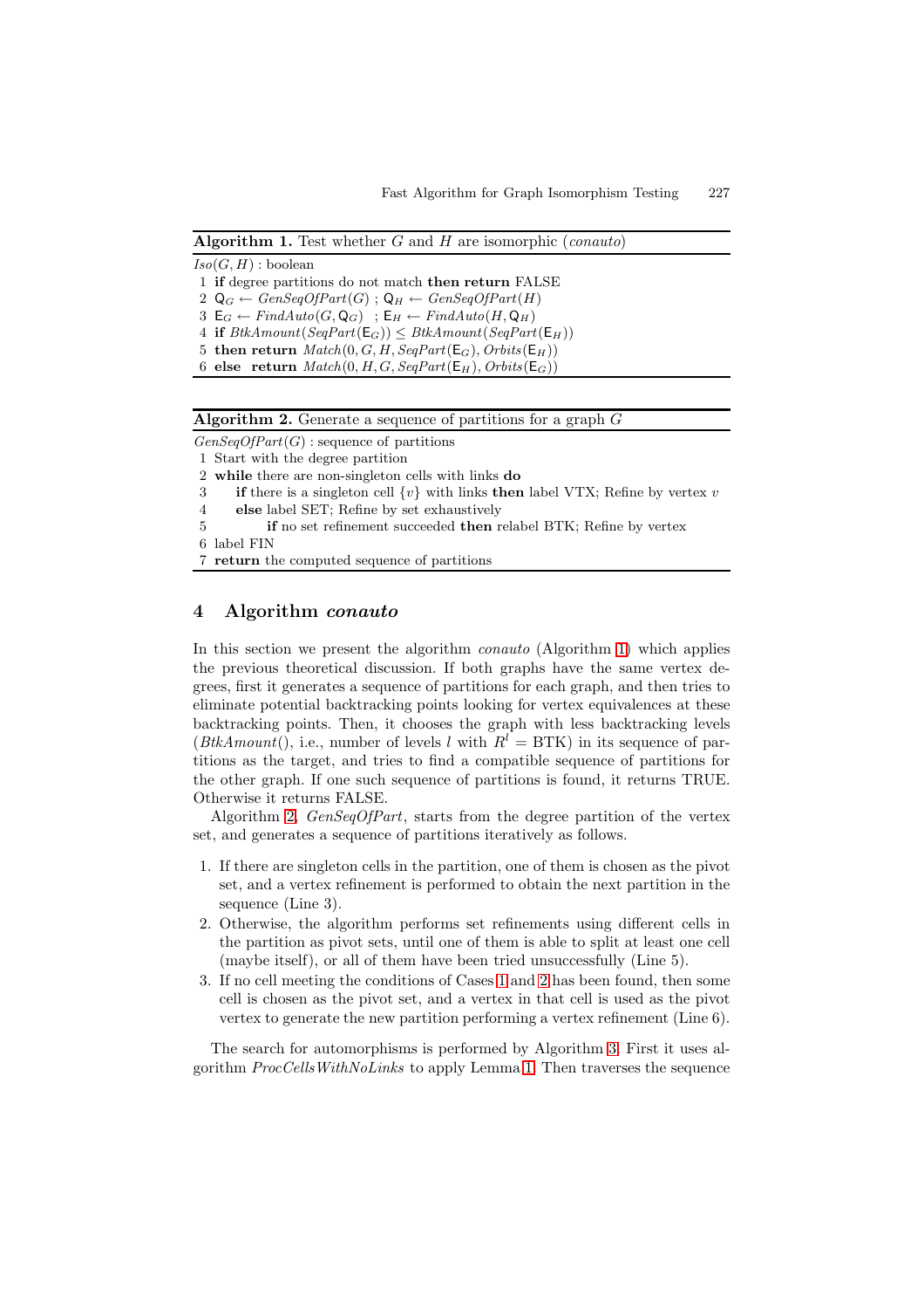**Algorithm 1.** Test whether $G$ and $H$ are isomorphic (*conauto*)

```
Iso(G, H) : boolean
1 if degree partitions do not match then return FALSE
2 Q_G ← GenSeqOfPart(G) ; Q_H ← GenSeqOfPart(H)
3 E_G ← FindAuto(G, Q_G)  ; E_H ← FindAuto(H, Q_H)
4 if BtkAmount(SeqPart(E_G)) ≤ BtkAmount(SeqPart(E_H))
5 then return Match(0, G, H, SeqPart(E_G), Orbits(E_H))
6 else  return Match(0, H, G, SeqPart(E_H), Orbits(E_G))
```

**Algorithm 2.** Generate a sequence of partitions for a graph $G$

```
GenSeqOfPart(G) : sequence of partitions
1 Start with the degree partition
2 while there are non-singleton cells with links do
3     if there is a singleton cell {v} with links then label VTX; Refine by vertex v
4     else label SET; Refine by set exhaustively
5          if no set refinement succeeded then relabel BTK; Refine by vertex
6 label FIN
7 return the computed sequence of partitions
```

## 4 Algorithm *conauto*

In this section we present the algorithm *conauto* (Algorithm 1) which applies the previous theoretical discussion. If both graphs have the same vertex degrees, first it generates a sequence of partitions for each graph, and then tries to eliminate potential backtracking points looking for vertex equivalences at these backtracking points. Then, it chooses the graph with less backtracking levels (*BtkAmount*(), i.e., number of levels $l$ with $R^l =$ BTK) in its sequence of partitions as the target, and tries to find a compatible sequence of partitions for the other graph. If one such sequence of partitions is found, it returns TRUE. Otherwise it returns FALSE.

Algorithm 2, *GenSeqOfPart*, starts from the degree partition of the vertex set, and generates a sequence of partitions iteratively as follows.

1. If there are singleton cells in the partition, one of them is chosen as the pivot set, and a vertex refinement is performed to obtain the next partition in the sequence (Line 3).
2. Otherwise, the algorithm performs set refinements using different cells in the partition as pivot sets, until one of them is able to split at least one cell (maybe itself), or all of them have been tried unsuccessfully (Line 5).
3. If no cell meeting the conditions of Cases 1 and 2 has been found, then some cell is chosen as the pivot set, and a vertex in that cell is used as the pivot vertex to generate the new partition performing a vertex refinement (Line 6).

The search for automorphisms is performed by Algorithm 3. First it uses algorithm *ProcCellsWithNoLinks* to apply Lemma 1. Then traverses the sequence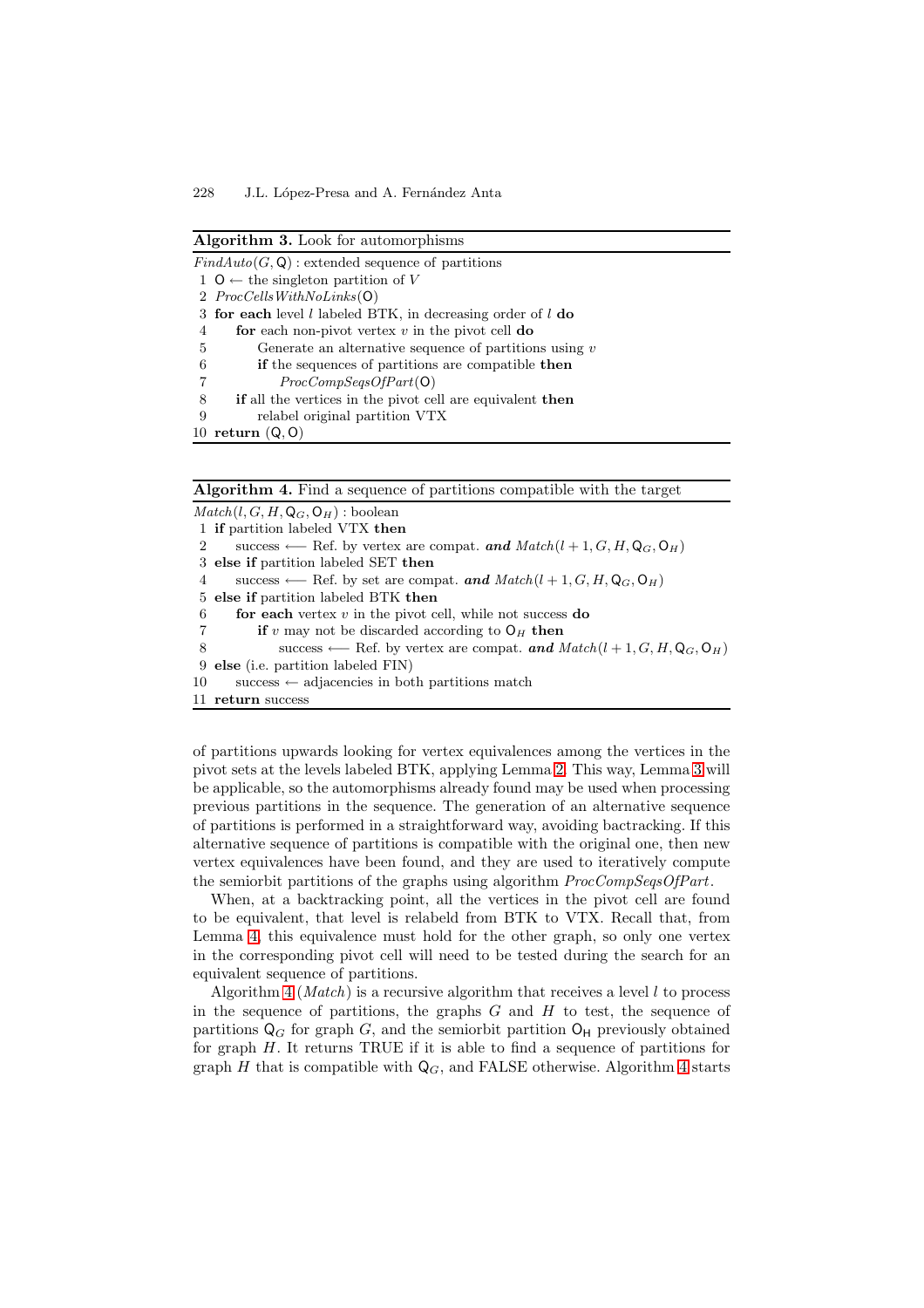**Algorithm 3.** Look for automorphisms

```
FindAuto(G, Q) : extended sequence of partitions
 1 O ← the singleton partition of V
 2 ProcCellsWithNoLinks(O)
 3 for each level l labeled BTK, in decreasing order of l do
 4     for each non-pivot vertex v in the pivot cell do
 5         Generate an alternative sequence of partitions using v
 6         if the sequences of partitions are compatible then
 7             ProcCompSeqsOfPart(O)
 8     if all the vertices in the pivot cell are equivalent then
 9         relabel original partition VTX
10 return (Q, O)
```

**Algorithm 4.** Find a sequence of partitions compatible with the target

```
Match(l, G, H, Q_G, O_H) : boolean
 1 if partition labeled VTX then
 2     success ⟵ Ref. by vertex are compat. and Match(l + 1, G, H, Q_G, O_H)
 3 else if partition labeled SET then
 4     success ⟵ Ref. by set are compat. and Match(l + 1, G, H, Q_G, O_H)
 5 else if partition labeled BTK then
 6     for each vertex v in the pivot cell, while not success do
 7         if v may not be discarded according to O_H then
 8             success ⟵ Ref. by vertex are compat. and Match(l + 1, G, H, Q_G, O_H)
 9 else (i.e. partition labeled FIN)
10     success ← adjacencies in both partitions match
11 return success
```

of partitions upwards looking for vertex equivalences among the vertices in the pivot sets at the levels labeled BTK, applying Lemma 2. This way, Lemma 3 will be applicable, so the automorphisms already found may be used when processing previous partitions in the sequence. The generation of an alternative sequence of partitions is performed in a straightforward way, avoiding bactracking. If this alternative sequence of partitions is compatible with the original one, then new vertex equivalences have been found, and they are used to iteratively compute the semiorbit partitions of the graphs using algorithm *ProcCompSeqsOfPart*.

When, at a backtracking point, all the vertices in the pivot cell are found to be equivalent, that level is relabeld from BTK to VTX. Recall that, from Lemma 4, this equivalence must hold for the other graph, so only one vertex in the corresponding pivot cell will need to be tested during the search for an equivalent sequence of partitions.

Algorithm 4 (*Match*) is a recursive algorithm that receives a level $l$ to process in the sequence of partitions, the graphs $G$ and $H$ to test, the sequence of partitions $Q_G$ for graph $G$, and the semiorbit partition $O_H$ previously obtained for graph $H$. It returns TRUE if it is able to find a sequence of partitions for graph $H$ that is compatible with $Q_G$, and FALSE otherwise. Algorithm 4 starts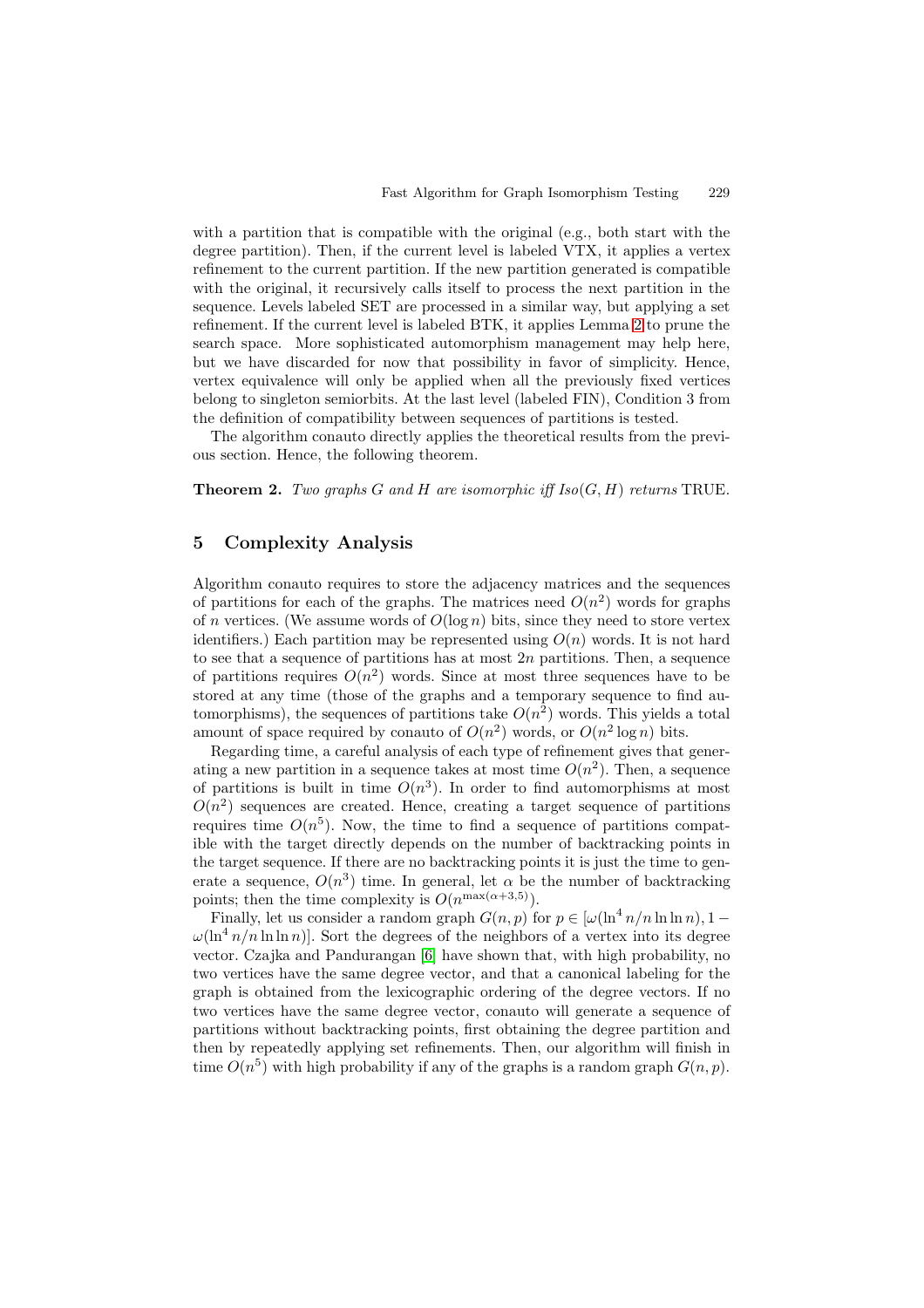with a partition that is compatible with the original (e.g., both start with the degree partition). Then, if the current level is labeled VTX, it applies a vertex refinement to the current partition. If the new partition generated is compatible with the original, it recursively calls itself to process the next partition in the sequence. Levels labeled SET are processed in a similar way, but applying a set refinement. If the current level is labeled BTK, it applies Lemma 2 to prune the search space. More sophisticated automorphism management may help here, but we have discarded for now that possibility in favor of simplicity. Hence, vertex equivalence will only be applied when all the previously fixed vertices belong to singleton semiorbits. At the last level (labeled FIN), Condition 3 from the definition of compatibility between sequences of partitions is tested.

The algorithm conauto directly applies the theoretical results from the previous section. Hence, the following theorem.

**Theorem 2.** *Two graphs $G$ and $H$ are isomorphic iff $Iso(G, H)$ returns* TRUE.

## 5 Complexity Analysis

Algorithm conauto requires to store the adjacency matrices and the sequences of partitions for each of the graphs. The matrices need $O(n^2)$ words for graphs of $n$ vertices. (We assume words of $O(\log n)$ bits, since they need to store vertex identifiers.) Each partition may be represented using $O(n)$ words. It is not hard to see that a sequence of partitions has at most $2n$ partitions. Then, a sequence of partitions requires $O(n^2)$ words. Since at most three sequences have to be stored at any time (those of the graphs and a temporary sequence to find automorphisms), the sequences of partitions take $O(n^2)$ words. This yields a total amount of space required by conauto of $O(n^2)$ words, or $O(n^2 \log n)$ bits.

Regarding time, a careful analysis of each type of refinement gives that generating a new partition in a sequence takes at most time $O(n^2)$. Then, a sequence of partitions is built in time $O(n^3)$. In order to find automorphisms at most $O(n^2)$ sequences are created. Hence, creating a target sequence of partitions requires time $O(n^5)$. Now, the time to find a sequence of partitions compatible with the target directly depends on the number of backtracking points in the target sequence. If there are no backtracking points it is just the time to generate a sequence, $O(n^3)$ time. In general, let $\alpha$ be the number of backtracking points; then the time complexity is $O(n^{\max(\alpha+3,5)})$.

Finally, let us consider a random graph $G(n, p)$ for $p \in [\omega(\ln^4 n/n \ln \ln n), 1 - \omega(\ln^4 n/n \ln \ln n)]$. Sort the degrees of the neighbors of a vertex into its degree vector. Czajka and Pandurangan [6] have shown that, with high probability, no two vertices have the same degree vector, and that a canonical labeling for the graph is obtained from the lexicographic ordering of the degree vectors. If no two vertices have the same degree vector, conauto will generate a sequence of partitions without backtracking points, first obtaining the degree partition and then by repeatedly applying set refinements. Then, our algorithm will finish in time $O(n^5)$ with high probability if any of the graphs is a random graph $G(n, p)$.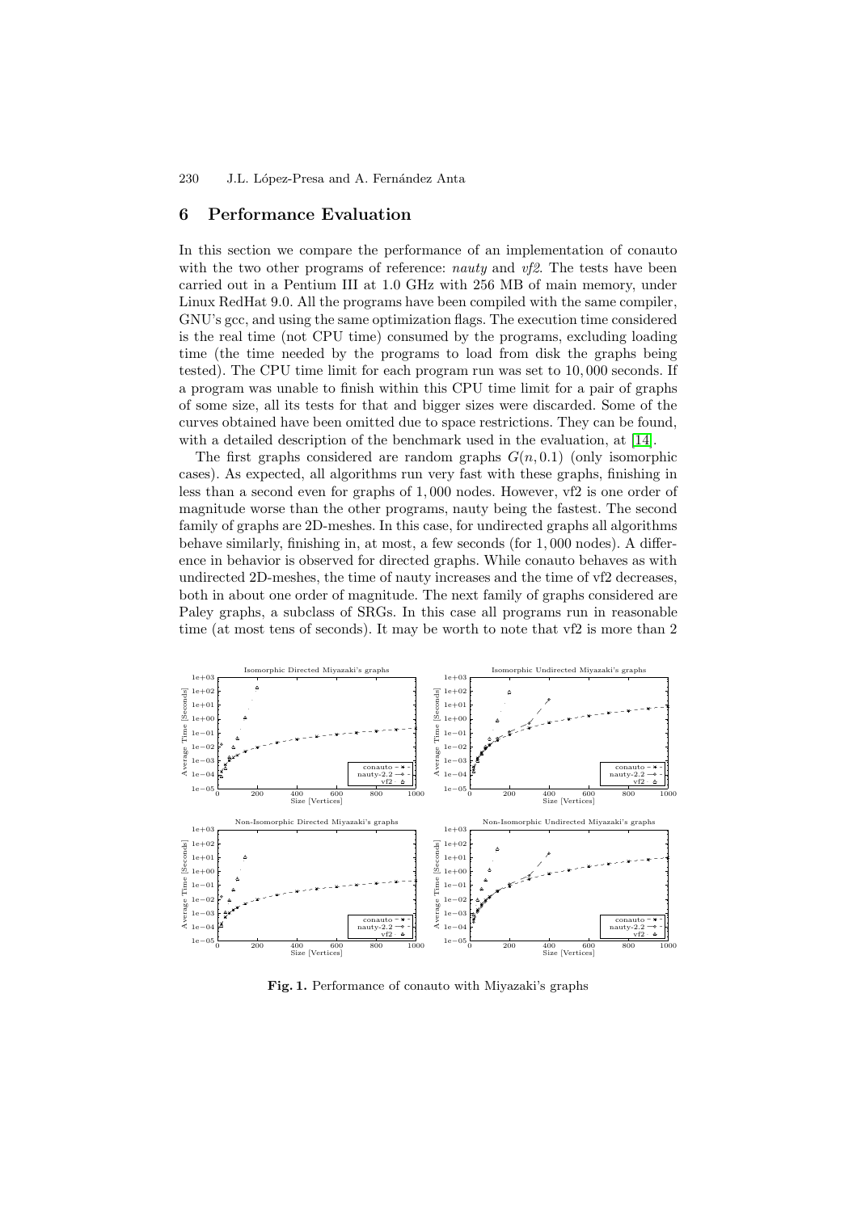## 6 Performance Evaluation

In this section we compare the performance of an implementation of conauto with the two other programs of reference: *nauty* and *vf2*. The tests have been carried out in a Pentium III at 1.0 GHz with 256 MB of main memory, under Linux RedHat 9.0. All the programs have been compiled with the same compiler, GNU's gcc, and using the same optimization flags. The execution time considered is the real time (not CPU time) consumed by the programs, excluding loading time (the time needed by the programs to load from disk the graphs being tested). The CPU time limit for each program run was set to 10,000 seconds. If a program was unable to finish within this CPU time limit for a pair of graphs of some size, all its tests for that and bigger sizes were discarded. Some of the curves obtained have been omitted due to space restrictions. They can be found, with a detailed description of the benchmark used in the evaluation, at [14].

The first graphs considered are random graphs $G(n, 0.1)$ (only isomorphic cases). As expected, all algorithms run very fast with these graphs, finishing in less than a second even for graphs of 1,000 nodes. However, vf2 is one order of magnitude worse than the other programs, nauty being the fastest. The second family of graphs are 2D-meshes. In this case, for undirected graphs all algorithms behave similarly, finishing in, at most, a few seconds (for 1,000 nodes). A difference in behavior is observed for directed graphs. While conauto behaves as with undirected 2D-meshes, the time of nauty increases and the time of vf2 decreases, both in about one order of magnitude. The next family of graphs considered are Paley graphs, a subclass of SRGs. In this case all programs run in reasonable time (at most tens of seconds). It may be worth to note that vf2 is more than 2

**Fig. 1.** Performance of conauto with Miyazaki's graphs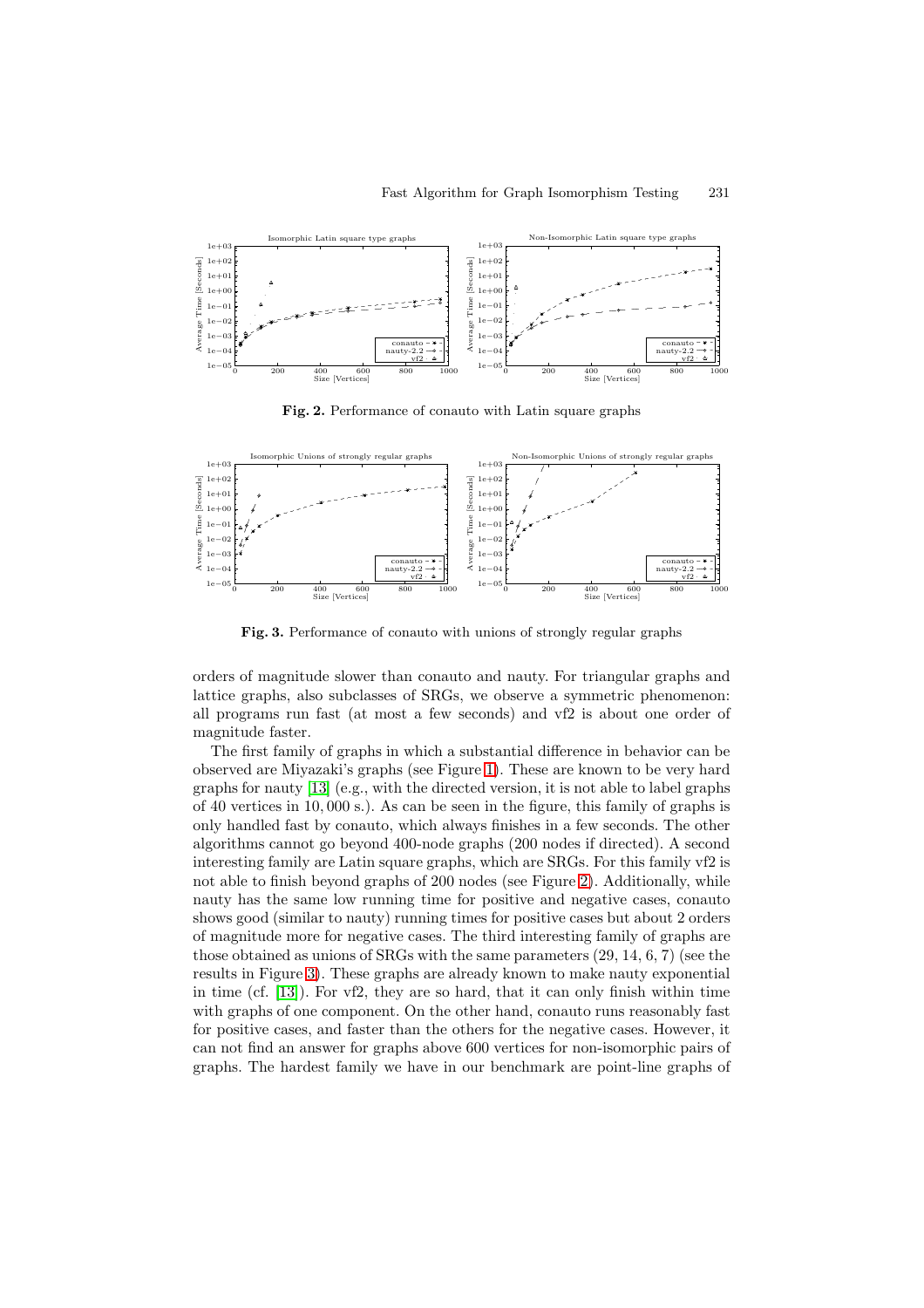**Fig. 2.** Performance of conauto with Latin square graphs

**Fig. 3.** Performance of conauto with unions of strongly regular graphs

orders of magnitude slower than conauto and nauty. For triangular graphs and lattice graphs, also subclasses of SRGs, we observe a symmetric phenomenon: all programs run fast (at most a few seconds) and vf2 is about one order of magnitude faster.

The first family of graphs in which a substantial difference in behavior can be observed are Miyazaki's graphs (see Figure 1). These are known to be very hard graphs for nauty [13] (e.g., with the directed version, it is not able to label graphs of 40 vertices in 10, 000 s.). As can be seen in the figure, this family of graphs is only handled fast by conauto, which always finishes in a few seconds. The other algorithms cannot go beyond 400-node graphs (200 nodes if directed). A second interesting family are Latin square graphs, which are SRGs. For this family vf2 is not able to finish beyond graphs of 200 nodes (see Figure 2). Additionally, while nauty has the same low running time for positive and negative cases, conauto shows good (similar to nauty) running times for positive cases but about 2 orders of magnitude more for negative cases. The third interesting family of graphs are those obtained as unions of SRGs with the same parameters (29, 14, 6, 7) (see the results in Figure 3). These graphs are already known to make nauty exponential in time (cf. [13]). For vf2, they are so hard, that it can only finish within time with graphs of one component. On the other hand, conauto runs reasonably fast for positive cases, and faster than the others for the negative cases. However, it can not find an answer for graphs above 600 vertices for non-isomorphic pairs of graphs. The hardest family we have in our benchmark are point-line graphs of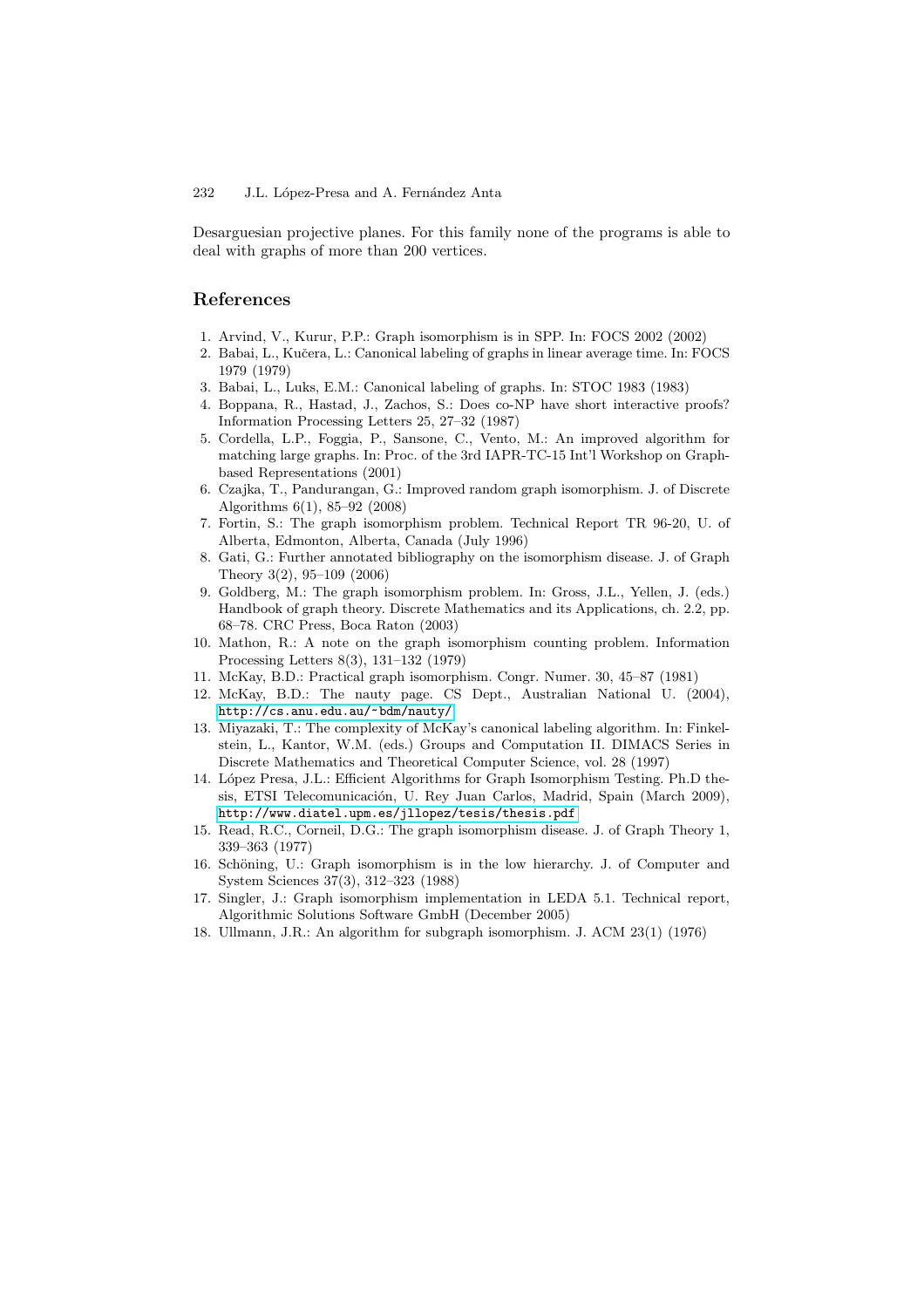Desarguesian projective planes. For this family none of the programs is able to deal with graphs of more than 200 vertices.

## References

1. Arvind, V., Kurur, P.P.: Graph isomorphism is in SPP. In: FOCS 2002 (2002)
2. Babai, L., Kučera, L.: Canonical labeling of graphs in linear average time. In: FOCS 1979 (1979)
3. Babai, L., Luks, E.M.: Canonical labeling of graphs. In: STOC 1983 (1983)
4. Boppana, R., Hastad, J., Zachos, S.: Does co-NP have short interactive proofs? Information Processing Letters 25, 27–32 (1987)
5. Cordella, L.P., Foggia, P., Sansone, C., Vento, M.: An improved algorithm for matching large graphs. In: Proc. of the 3rd IAPR-TC-15 Int'l Workshop on Graph-based Representations (2001)
6. Czajka, T., Pandurangan, G.: Improved random graph isomorphism. J. of Discrete Algorithms 6(1), 85–92 (2008)
7. Fortin, S.: The graph isomorphism problem. Technical Report TR 96-20, U. of Alberta, Edmonton, Alberta, Canada (July 1996)
8. Gati, G.: Further annotated bibliography on the isomorphism disease. J. of Graph Theory 3(2), 95–109 (2006)
9. Goldberg, M.: The graph isomorphism problem. In: Gross, J.L., Yellen, J. (eds.) Handbook of graph theory. Discrete Mathematics and its Applications, ch. 2.2, pp. 68–78. CRC Press, Boca Raton (2003)
10. Mathon, R.: A note on the graph isomorphism counting problem. Information Processing Letters 8(3), 131–132 (1979)
11. McKay, B.D.: Practical graph isomorphism. Congr. Numer. 30, 45–87 (1981)
12. McKay, B.D.: The nauty page. CS Dept., Australian National U. (2004), http://cs.anu.edu.au/~bdm/nauty/
13. Miyazaki, T.: The complexity of McKay's canonical labeling algorithm. In: Finkelstein, L., Kantor, W.M. (eds.) Groups and Computation II. DIMACS Series in Discrete Mathematics and Theoretical Computer Science, vol. 28 (1997)
14. López Presa, J.L.: Efficient Algorithms for Graph Isomorphism Testing. Ph.D thesis, ETSI Telecomunicación, U. Rey Juan Carlos, Madrid, Spain (March 2009), http://www.diatel.upm.es/jllopez/tesis/thesis.pdf
15. Read, R.C., Corneil, D.G.: The graph isomorphism disease. J. of Graph Theory 1, 339–363 (1977)
16. Schöning, U.: Graph isomorphism is in the low hierarchy. J. of Computer and System Sciences 37(3), 312–323 (1988)
17. Singler, J.: Graph isomorphism implementation in LEDA 5.1. Technical report, Algorithmic Solutions Software GmbH (December 2005)
18. Ullmann, J.R.: An algorithm for subgraph isomorphism. J. ACM 23(1) (1976)